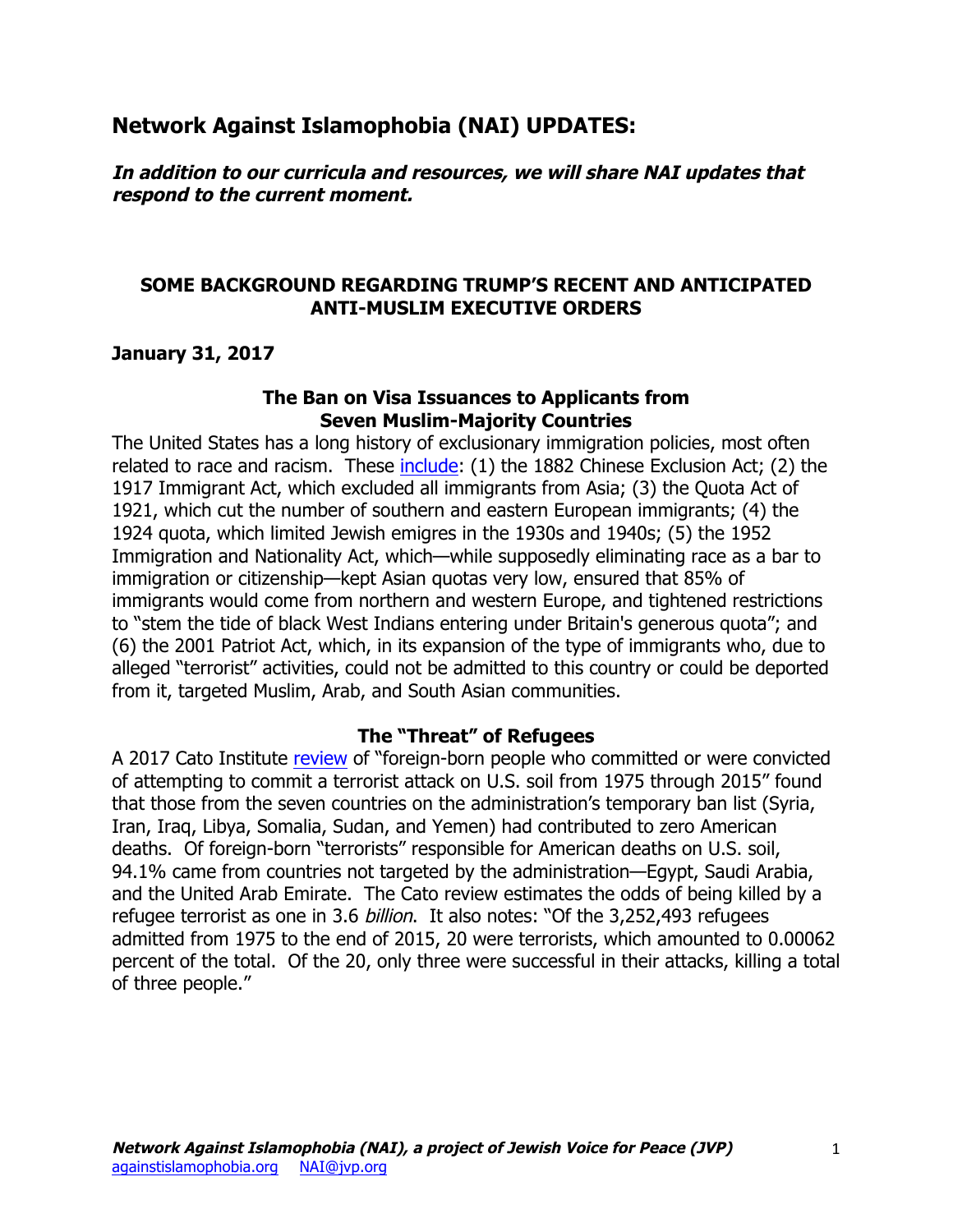## Network Against Islamophobia (NAI) UPDATES:

***In addition to our curricula and resources, we will share NAI updates that respond to the current moment.***

### SOME BACKGROUND REGARDING TRUMP'S RECENT AND ANTICIPATED ANTI-MUSLIM EXECUTIVE ORDERS

**January 31, 2017**

#### The Ban on Visa Issuances to Applicants from Seven Muslim-Majority Countries

The United States has a long history of exclusionary immigration policies, most often related to race and racism. These include: (1) the 1882 Chinese Exclusion Act; (2) the 1917 Immigrant Act, which excluded all immigrants from Asia; (3) the Quota Act of 1921, which cut the number of southern and eastern European immigrants; (4) the 1924 quota, which limited Jewish emigres in the 1930s and 1940s; (5) the 1952 Immigration and Nationality Act, which—while supposedly eliminating race as a bar to immigration or citizenship—kept Asian quotas very low, ensured that 85% of immigrants would come from northern and western Europe, and tightened restrictions to "stem the tide of black West Indians entering under Britain's generous quota"; and (6) the 2001 Patriot Act, which, in its expansion of the type of immigrants who, due to alleged "terrorist" activities, could not be admitted to this country or could be deported from it, targeted Muslim, Arab, and South Asian communities.

#### The "Threat" of Refugees

A 2017 Cato Institute review of "foreign-born people who committed or were convicted of attempting to commit a terrorist attack on U.S. soil from 1975 through 2015" found that those from the seven countries on the administration's temporary ban list (Syria, Iran, Iraq, Libya, Somalia, Sudan, and Yemen) had contributed to zero American deaths. Of foreign-born "terrorists" responsible for American deaths on U.S. soil, 94.1% came from countries not targeted by the administration—Egypt, Saudi Arabia, and the United Arab Emirate. The Cato review estimates the odds of being killed by a refugee terrorist as one in 3.6 *billion*. It also notes: "Of the 3,252,493 refugees admitted from 1975 to the end of 2015, 20 were terrorists, which amounted to 0.00062 percent of the total. Of the 20, only three were successful in their attacks, killing a total of three people."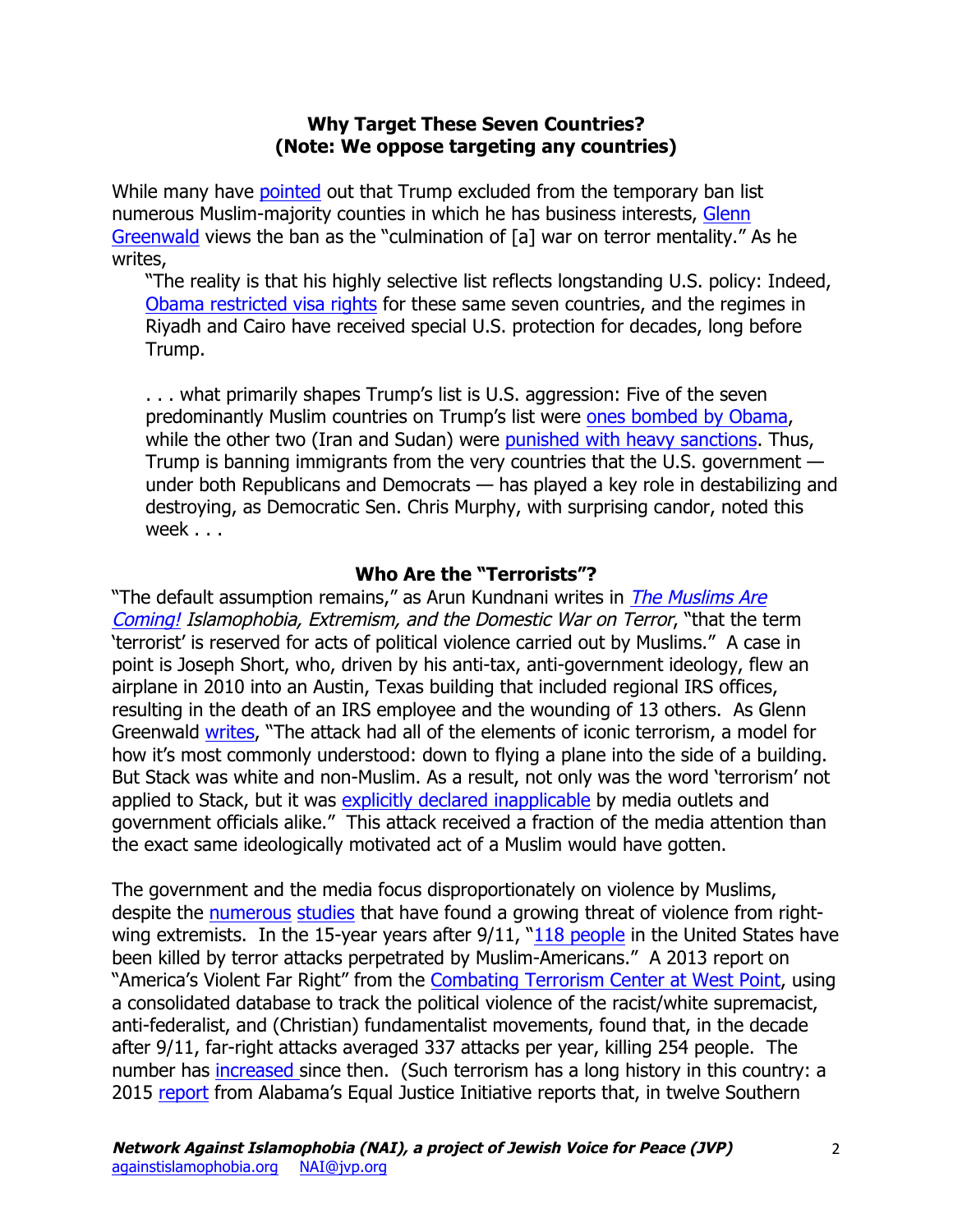**Why Target These Seven Countries?**
**(Note: We oppose targeting any countries)**

While many have pointed out that Trump excluded from the temporary ban list numerous Muslim-majority counties in which he has business interests, Glenn Greenwald views the ban as the "culmination of [a] war on terror mentality." As he writes,

> "The reality is that his highly selective list reflects longstanding U.S. policy: Indeed, Obama restricted visa rights for these same seven countries, and the regimes in Riyadh and Cairo have received special U.S. protection for decades, long before Trump.
>
> . . . what primarily shapes Trump's list is U.S. aggression: Five of the seven predominantly Muslim countries on Trump's list were ones bombed by Obama, while the other two (Iran and Sudan) were punished with heavy sanctions. Thus, Trump is banning immigrants from the very countries that the U.S. government — under both Republicans and Democrats — has played a key role in destabilizing and destroying, as Democratic Sen. Chris Murphy, with surprising candor, noted this week . . .

**Who Are the "Terrorists"?**

"The default assumption remains," as Arun Kundnani writes in *The Muslims Are Coming! Islamophobia, Extremism, and the Domestic War on Terror*, "that the term 'terrorist' is reserved for acts of political violence carried out by Muslims." A case in point is Joseph Short, who, driven by his anti-tax, anti-government ideology, flew an airplane in 2010 into an Austin, Texas building that included regional IRS offices, resulting in the death of an IRS employee and the wounding of 13 others. As Glenn Greenwald writes, "The attack had all of the elements of iconic terrorism, a model for how it's most commonly understood: down to flying a plane into the side of a building. But Stack was white and non-Muslim. As a result, not only was the word 'terrorism' not applied to Stack, but it was explicitly declared inapplicable by media outlets and government officials alike." This attack received a fraction of the media attention than the exact same ideologically motivated act of a Muslim would have gotten.

The government and the media focus disproportionately on violence by Muslims, despite the numerous studies that have found a growing threat of violence from right-wing extremists. In the 15-year years after 9/11, "118 people in the United States have been killed by terror attacks perpetrated by Muslim-Americans." A 2013 report on "America's Violent Far Right" from the Combating Terrorism Center at West Point, using a consolidated database to track the political violence of the racist/white supremacist, anti-federalist, and (Christian) fundamentalist movements, found that, in the decade after 9/11, far-right attacks averaged 337 attacks per year, killing 254 people. The number has increased since then. (Such terrorism has a long history in this country: a 2015 report from Alabama's Equal Justice Initiative reports that, in twelve Southern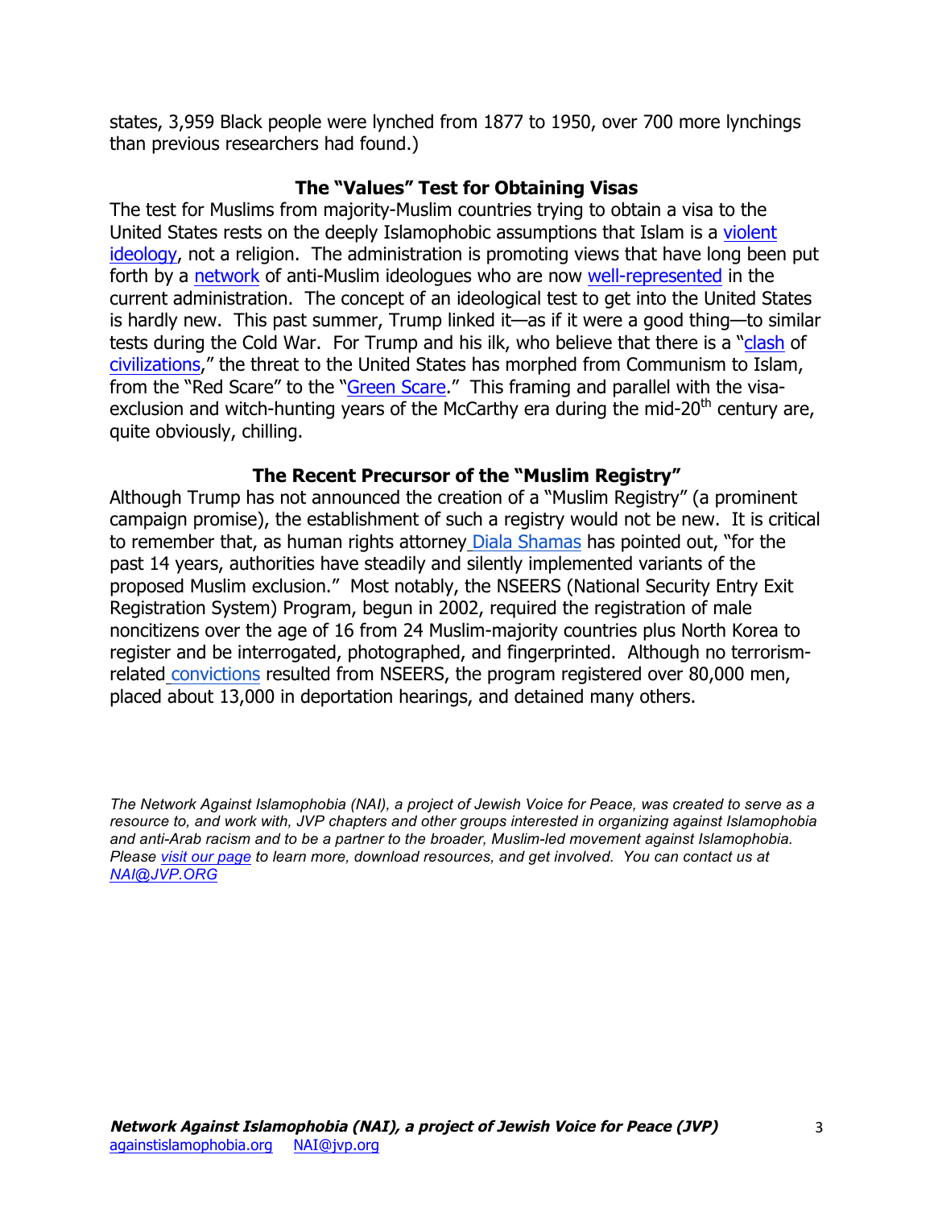states, 3,959 Black people were lynched from 1877 to 1950, over 700 more lynchings than previous researchers had found.)

### The "Values" Test for Obtaining Visas

The test for Muslims from majority-Muslim countries trying to obtain a visa to the United States rests on the deeply Islamophobic assumptions that Islam is a violent ideology, not a religion. The administration is promoting views that have long been put forth by a network of anti-Muslim ideologues who are now well-represented in the current administration. The concept of an ideological test to get into the United States is hardly new. This past summer, Trump linked it—as if it were a good thing—to similar tests during the Cold War. For Trump and his ilk, who believe that there is a "clash of civilizations," the threat to the United States has morphed from Communism to Islam, from the "Red Scare" to the "Green Scare." This framing and parallel with the visa-exclusion and witch-hunting years of the McCarthy era during the mid-20th century are, quite obviously, chilling.

### The Recent Precursor of the "Muslim Registry"

Although Trump has not announced the creation of a "Muslim Registry" (a prominent campaign promise), the establishment of such a registry would not be new. It is critical to remember that, as human rights attorney Diala Shamas has pointed out, "for the past 14 years, authorities have steadily and silently implemented variants of the proposed Muslim exclusion." Most notably, the NSEERS (National Security Entry Exit Registration System) Program, begun in 2002, required the registration of male noncitizens over the age of 16 from 24 Muslim-majority countries plus North Korea to register and be interrogated, photographed, and fingerprinted. Although no terrorism-related convictions resulted from NSEERS, the program registered over 80,000 men, placed about 13,000 in deportation hearings, and detained many others.

*The Network Against Islamophobia (NAI), a project of Jewish Voice for Peace, was created to serve as a resource to, and work with, JVP chapters and other groups interested in organizing against Islamophobia and anti-Arab racism and to be a partner to the broader, Muslim-led movement against Islamophobia. Please visit our page to learn more, download resources, and get involved. You can contact us at NAI@JVP.ORG*